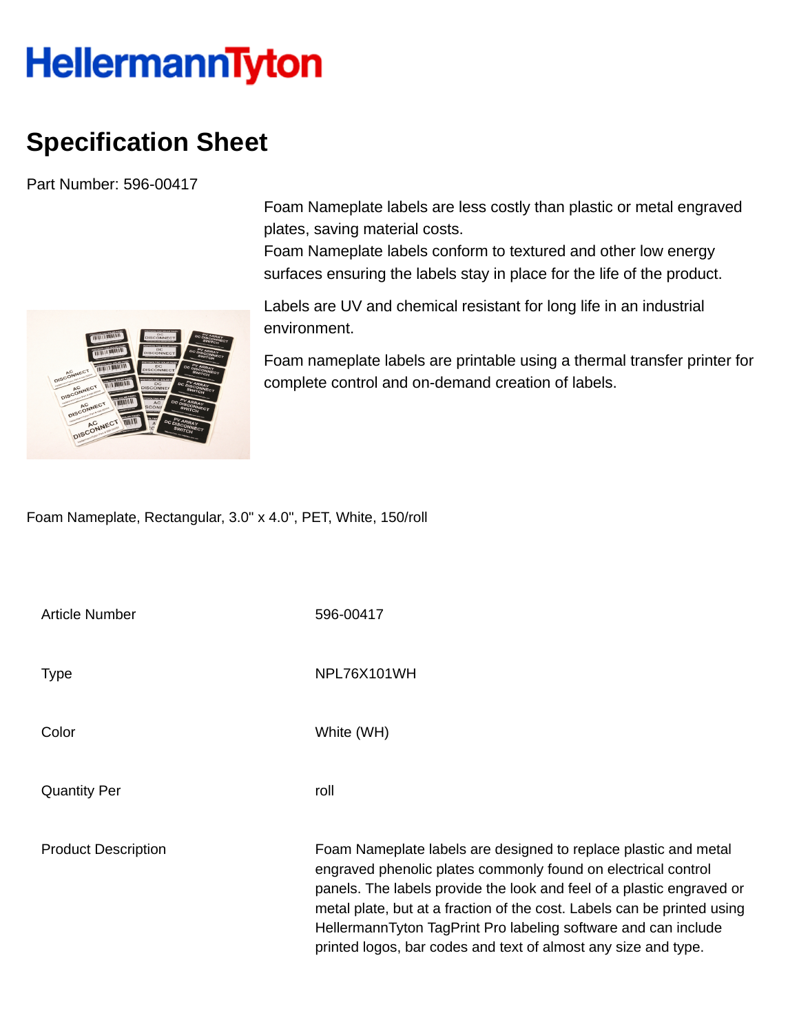HellermannTyton

# Specification Sheet

Part Number: 596-00417

Foam Nameplate labels are less costly than plastic or metal engraved plates, saving material costs.
Foam Nameplate labels conform to textured and other low energy surfaces ensuring the labels stay in place for the life of the product.

Labels are UV and chemical resistant for long life in an industrial environment.

Foam nameplate labels are printable using a thermal transfer printer for complete control and on-demand creation of labels.

Foam Nameplate, Rectangular, 3.0" x 4.0", PET, White, 150/roll

| | |
|---|---|
| Article Number | 596-00417 |
| Type | NPL76X101WH |
| Color | White (WH) |
| Quantity Per | roll |
| Product Description | Foam Nameplate labels are designed to replace plastic and metal engraved phenolic plates commonly found on electrical control panels. The labels provide the look and feel of a plastic engraved or metal plate, but at a fraction of the cost. Labels can be printed using HellermannTyton TagPrint Pro labeling software and can include printed logos, bar codes and text of almost any size and type. |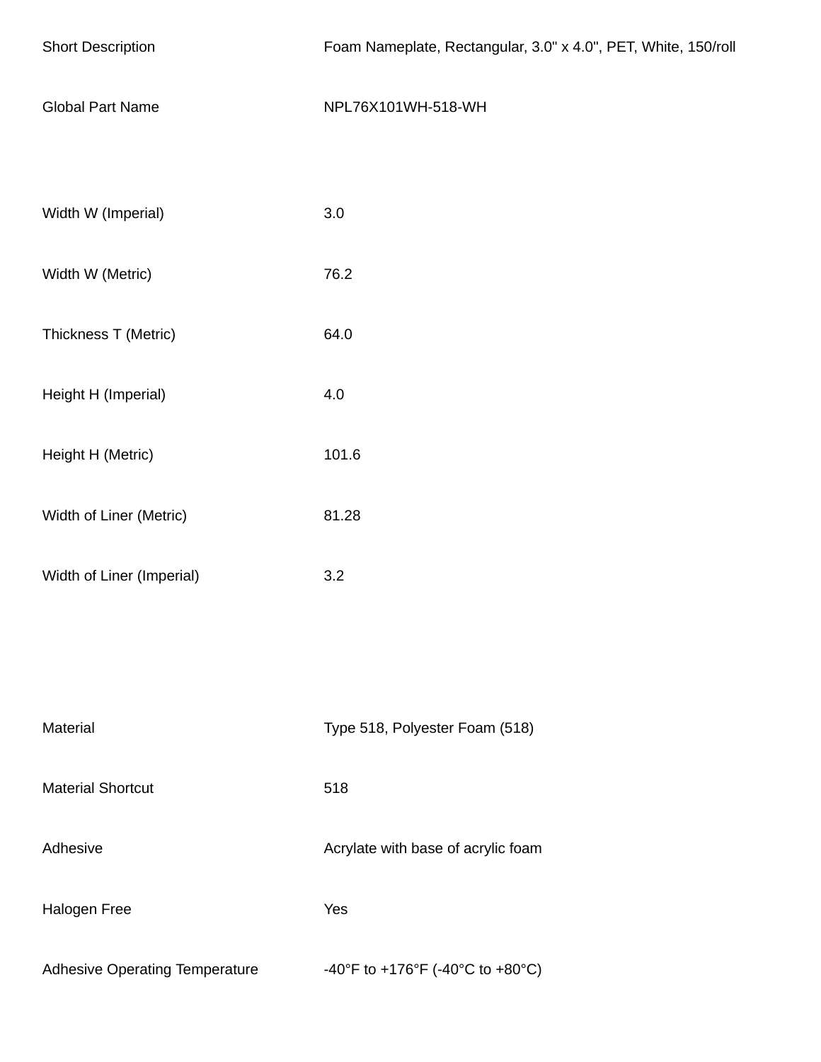| | |
|---|---|
| Short Description | Foam Nameplate, Rectangular, 3.0" x 4.0", PET, White, 150/roll |
| Global Part Name | NPL76X101WH-518-WH |
| | |
| Width W (Imperial) | 3.0 |
| Width W (Metric) | 76.2 |
| Thickness T (Metric) | 64.0 |
| Height H (Imperial) | 4.0 |
| Height H (Metric) | 101.6 |
| Width of Liner (Metric) | 81.28 |
| Width of Liner (Imperial) | 3.2 |
| | |
| Material | Type 518, Polyester Foam (518) |
| Material Shortcut | 518 |
| Adhesive | Acrylate with base of acrylic foam |
| Halogen Free | Yes |
| Adhesive Operating Temperature | -40°F to +176°F (-40°C to +80°C) |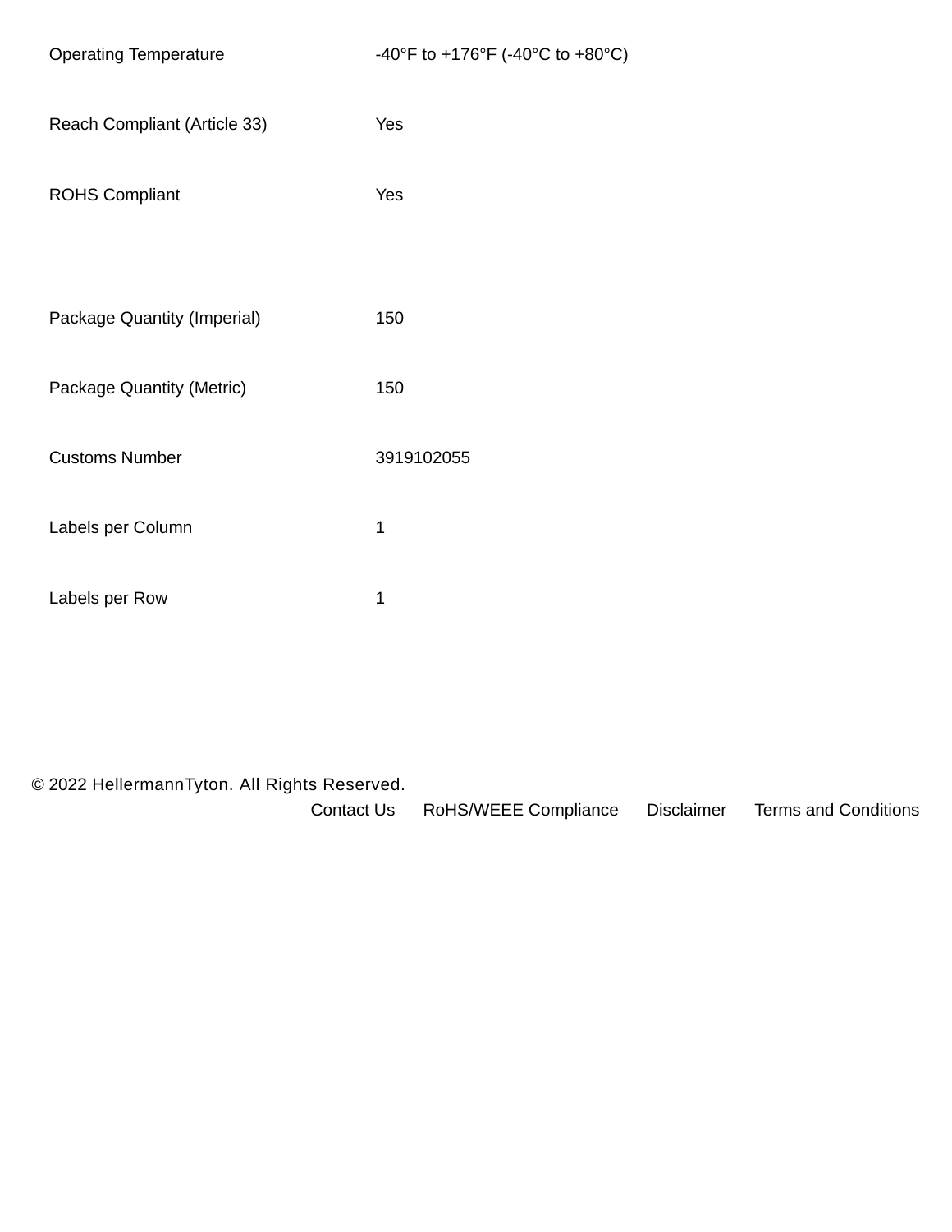| | |
|---|---|
| Operating Temperature | -40°F to +176°F (-40°C to +80°C) |
| Reach Compliant (Article 33) | Yes |
| ROHS Compliant | Yes |

| | |
|---|---|
| Package Quantity (Imperial) | 150 |
| Package Quantity (Metric) | 150 |
| Customs Number | 3919102055 |
| Labels per Column | 1 |
| Labels per Row | 1 |

© 2022 HellermannTyton. All Rights Reserved.

Contact Us RoHS/WEEE Compliance Disclaimer Terms and Conditions